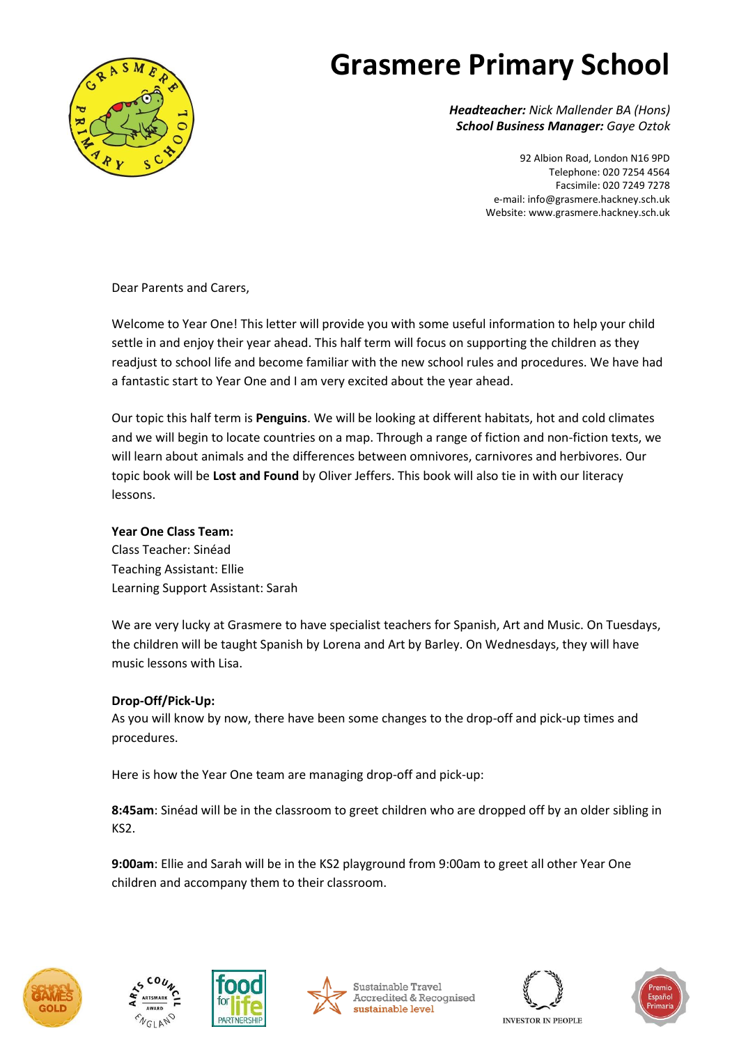# Grasmere Primary School

***Headteacher:*** *Nick Mallender BA (Hons)*
***School Business Manager:*** *Gaye Oztok*

92 Albion Road, London N16 9PD
Telephone: 020 7254 4564
Facsimile: 020 7249 7278
e-mail: info@grasmere.hackney.sch.uk
Website: www.grasmere.hackney.sch.uk

Dear Parents and Carers,

Welcome to Year One! This letter will provide you with some useful information to help your child settle in and enjoy their year ahead. This half term will focus on supporting the children as they readjust to school life and become familiar with the new school rules and procedures. We have had a fantastic start to Year One and I am very excited about the year ahead.

Our topic this half term is **Penguins**. We will be looking at different habitats, hot and cold climates and we will begin to locate countries on a map. Through a range of fiction and non-fiction texts, we will learn about animals and the differences between omnivores, carnivores and herbivores. Our topic book will be **Lost and Found** by Oliver Jeffers. This book will also tie in with our literacy lessons.

**Year One Class Team:**
Class Teacher: Sinéad
Teaching Assistant: Ellie
Learning Support Assistant: Sarah

We are very lucky at Grasmere to have specialist teachers for Spanish, Art and Music. On Tuesdays, the children will be taught Spanish by Lorena and Art by Barley. On Wednesdays, they will have music lessons with Lisa.

**Drop-Off/Pick-Up:**
As you will know by now, there have been some changes to the drop-off and pick-up times and procedures.

Here is how the Year One team are managing drop-off and pick-up:

**8:45am**: Sinéad will be in the classroom to greet children who are dropped off by an older sibling in KS2.

**9:00am**: Ellie and Sarah will be in the KS2 playground from 9:00am to greet all other Year One children and accompany them to their classroom.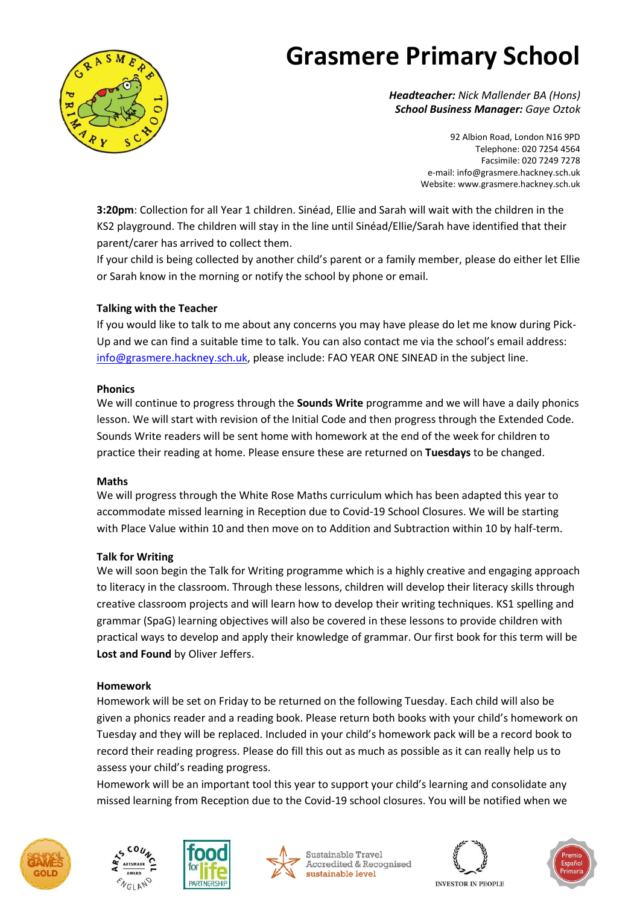**3:20pm**: Collection for all Year 1 children. Sinéad, Ellie and Sarah will wait with the children in the KS2 playground. The children will stay in the line until Sinéad/Ellie/Sarah have identified that their parent/carer has arrived to collect them.

If your child is being collected by another child's parent or a family member, please do either let Ellie or Sarah know in the morning or notify the school by phone or email.

**Talking with the Teacher**

If you would like to talk to me about any concerns you may have please do let me know during Pick-Up and we can find a suitable time to talk. You can also contact me via the school's email address: info@grasmere.hackney.sch.uk, please include: FAO YEAR ONE SINEAD in the subject line.

**Phonics**

We will continue to progress through the **Sounds Write** programme and we will have a daily phonics lesson. We will start with revision of the Initial Code and then progress through the Extended Code. Sounds Write readers will be sent home with homework at the end of the week for children to practice their reading at home. Please ensure these are returned on **Tuesdays** to be changed.

**Maths**

We will progress through the White Rose Maths curriculum which has been adapted this year to accommodate missed learning in Reception due to Covid-19 School Closures. We will be starting with Place Value within 10 and then move on to Addition and Subtraction within 10 by half-term.

**Talk for Writing**

We will soon begin the Talk for Writing programme which is a highly creative and engaging approach to literacy in the classroom. Through these lessons, children will develop their literacy skills through creative classroom projects and will learn how to develop their writing techniques. KS1 spelling and grammar (SpaG) learning objectives will also be covered in these lessons to provide children with practical ways to develop and apply their knowledge of grammar. Our first book for this term will be **Lost and Found** by Oliver Jeffers.

**Homework**

Homework will be set on Friday to be returned on the following Tuesday. Each child will also be given a phonics reader and a reading book. Please return both books with your child's homework on Tuesday and they will be replaced. Included in your child's homework pack will be a record book to record their reading progress. Please do fill this out as much as possible as it can really help us to assess your child's reading progress.

Homework will be an important tool this year to support your child's learning and consolidate any missed learning from Reception due to the Covid-19 school closures. You will be notified when we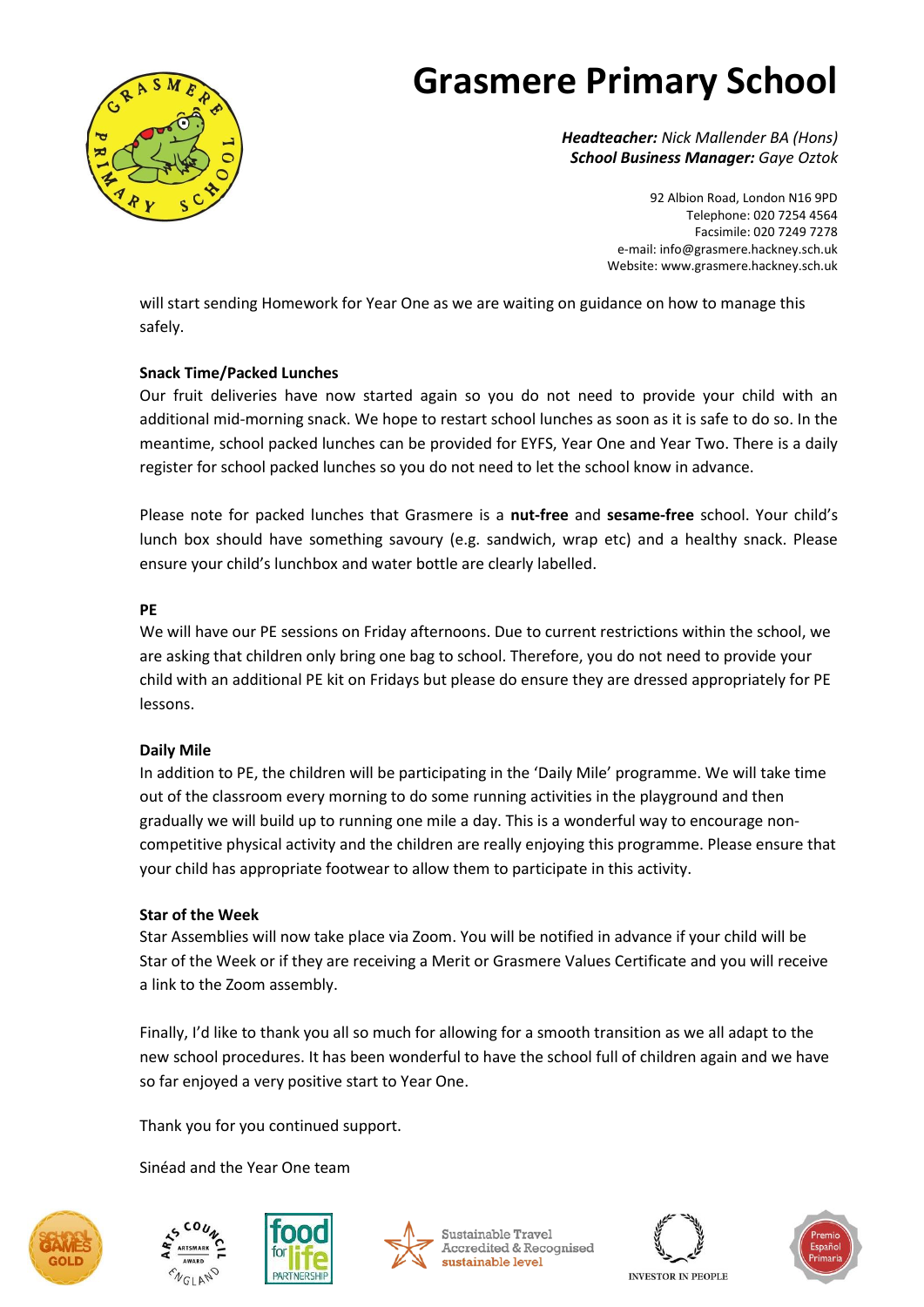# Grasmere Primary School

***Headteacher:*** *Nick Mallender BA (Hons)*
***School Business Manager:*** *Gaye Oztok*

92 Albion Road, London N16 9PD
Telephone: 020 7254 4564
Facsimile: 020 7249 7278
e-mail: info@grasmere.hackney.sch.uk
Website: www.grasmere.hackney.sch.uk

will start sending Homework for Year One as we are waiting on guidance on how to manage this safely.

**Snack Time/Packed Lunches**

Our fruit deliveries have now started again so you do not need to provide your child with an additional mid-morning snack. We hope to restart school lunches as soon as it is safe to do so. In the meantime, school packed lunches can be provided for EYFS, Year One and Year Two. There is a daily register for school packed lunches so you do not need to let the school know in advance.

Please note for packed lunches that Grasmere is a **nut-free** and **sesame-free** school. Your child's lunch box should have something savoury (e.g. sandwich, wrap etc) and a healthy snack. Please ensure your child's lunchbox and water bottle are clearly labelled.

**PE**

We will have our PE sessions on Friday afternoons. Due to current restrictions within the school, we are asking that children only bring one bag to school. Therefore, you do not need to provide your child with an additional PE kit on Fridays but please do ensure they are dressed appropriately for PE lessons.

**Daily Mile**

In addition to PE, the children will be participating in the 'Daily Mile' programme. We will take time out of the classroom every morning to do some running activities in the playground and then gradually we will build up to running one mile a day. This is a wonderful way to encourage non-competitive physical activity and the children are really enjoying this programme. Please ensure that your child has appropriate footwear to allow them to participate in this activity.

**Star of the Week**

Star Assemblies will now take place via Zoom. You will be notified in advance if your child will be Star of the Week or if they are receiving a Merit or Grasmere Values Certificate and you will receive a link to the Zoom assembly.

Finally, I'd like to thank you all so much for allowing for a smooth transition as we all adapt to the new school procedures. It has been wonderful to have the school full of children again and we have so far enjoyed a very positive start to Year One.

Thank you for you continued support.

Sinéad and the Year One team